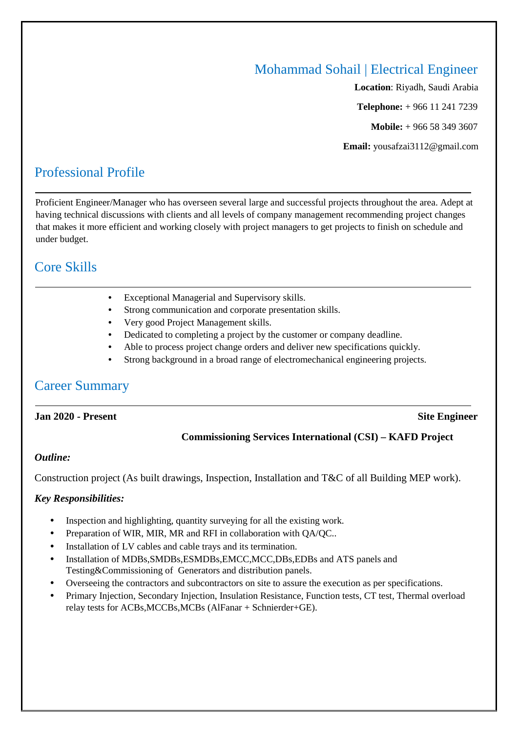# Mohammad Sohail | Electrical Engineer

**Location**: Riyadh, Saudi Arabia

**Telephone:** + 966 11 241 7239

**Mobile:** + 966 58 349 3607

**Email:** yousafzai3112@gmail.com

## Professional Profile

Proficient Engineer/Manager who has overseen several large and successful projects throughout the area. Adept at having technical discussions with clients and all levels of company management recommending project changes that makes it more efficient and working closely with project managers to get projects to finish on schedule and under budget.

## Core Skills

- Exceptional Managerial and Supervisory skills.
- Strong communication and corporate presentation skills.
- Very good Project Management skills.
- Dedicated to completing a project by the customer or company deadline.
- Able to process project change orders and deliver new specifications quickly.
- Strong background in a broad range of electromechanical engineering projects.

## Career Summary

**Jan 2020 - Present** **Site Engineer**

**Commissioning Services International (CSI) – KAFD Project**

***Outline:***

Construction project (As built drawings, Inspection, Installation and T&C of all Building MEP work).

***Key Responsibilities:***

- Inspection and highlighting, quantity surveying for all the existing work.
- Preparation of WIR, MIR, MR and RFI in collaboration with QA/QC..
- Installation of LV cables and cable trays and its termination.
- Installation of MDBs,SMDBs,ESMDBs,EMCC,MCC,DBs,EDBs and ATS panels and Testing&Commissioning of Generators and distribution panels.
- Overseeing the contractors and subcontractors on site to assure the execution as per specifications.
- Primary Injection, Secondary Injection, Insulation Resistance, Function tests, CT test, Thermal overload relay tests for ACBs,MCCBs,MCBs (AlFanar + Schnierder+GE).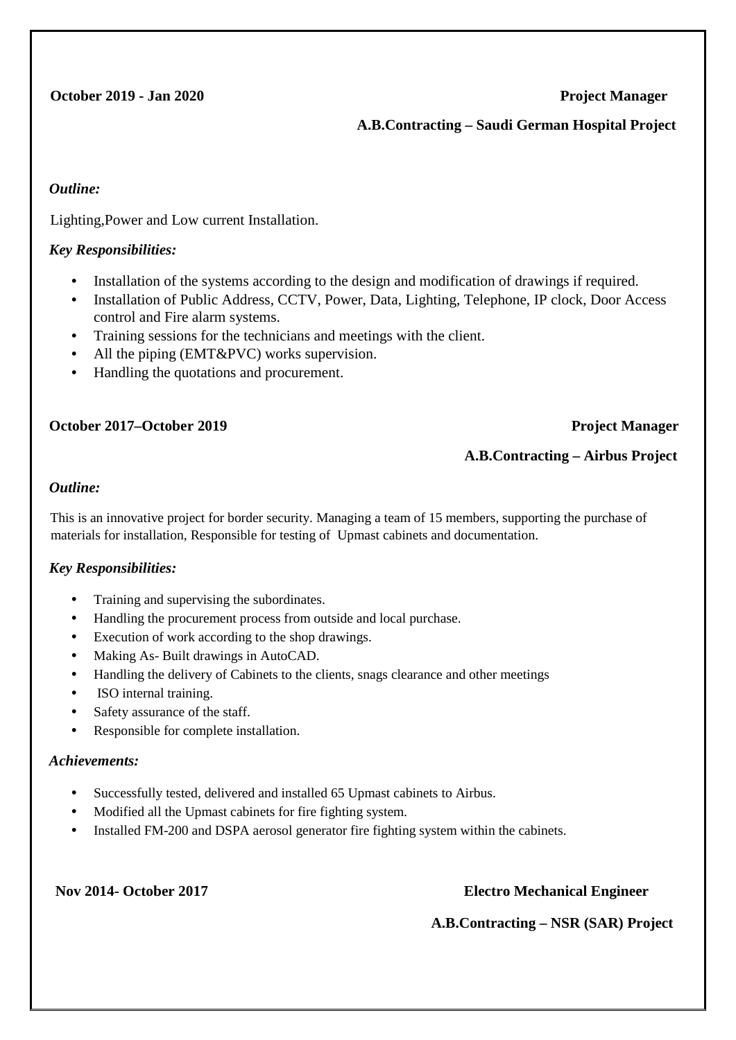**October 2019 - Jan 2020** **Project Manager**

**A.B.Contracting – Saudi German Hospital Project**

***Outline:***

Lighting,Power and Low current Installation.

***Key Responsibilities:***

- Installation of the systems according to the design and modification of drawings if required.
- Installation of Public Address, CCTV, Power, Data, Lighting, Telephone, IP clock, Door Access control and Fire alarm systems.
- Training sessions for the technicians and meetings with the client.
- All the piping (EMT&PVC) works supervision.
- Handling the quotations and procurement.

**October 2017–October 2019** **Project Manager**

**A.B.Contracting – Airbus Project**

***Outline:***

This is an innovative project for border security. Managing a team of 15 members, supporting the purchase of materials for installation, Responsible for testing of Upmast cabinets and documentation.

***Key Responsibilities:***

- Training and supervising the subordinates.
- Handling the procurement process from outside and local purchase.
- Execution of work according to the shop drawings.
- Making As- Built drawings in AutoCAD.
- Handling the delivery of Cabinets to the clients, snags clearance and other meetings
- ISO internal training.
- Safety assurance of the staff.
- Responsible for complete installation.

***Achievements:***

- Successfully tested, delivered and installed 65 Upmast cabinets to Airbus.
- Modified all the Upmast cabinets for fire fighting system.
- Installed FM-200 and DSPA aerosol generator fire fighting system within the cabinets.

**Nov 2014- October 2017** **Electro Mechanical Engineer**

**A.B.Contracting – NSR (SAR) Project**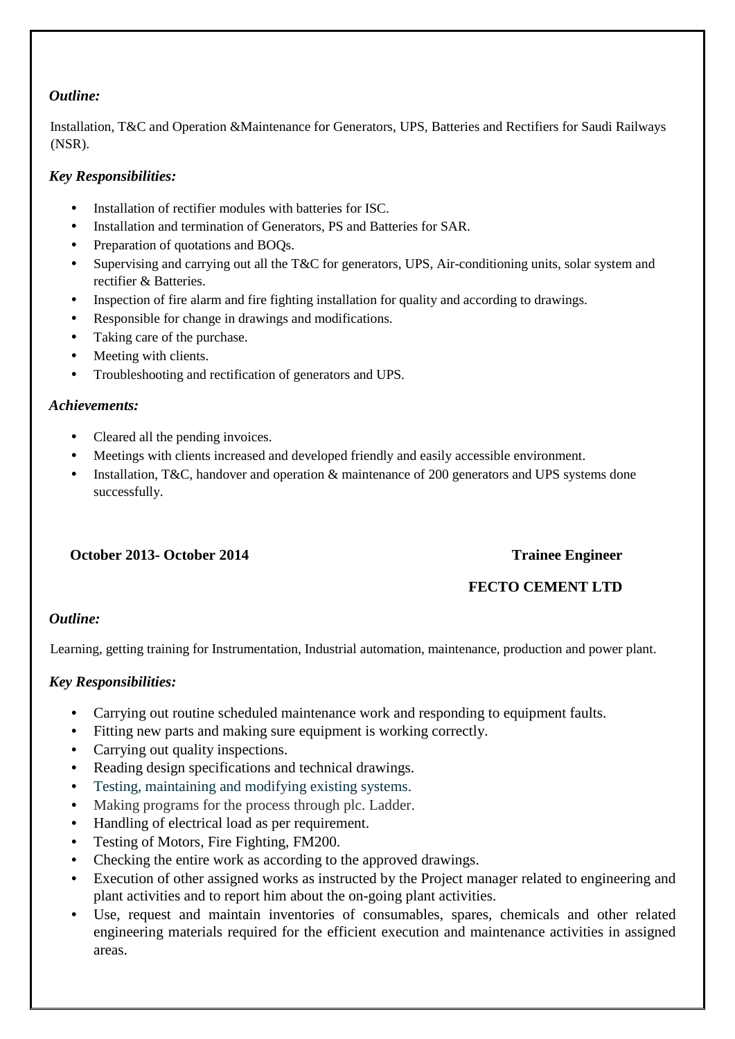***Outline:***

Installation, T&C and Operation &Maintenance for Generators, UPS, Batteries and Rectifiers for Saudi Railways (NSR).

***Key Responsibilities:***

- Installation of rectifier modules with batteries for ISC.
- Installation and termination of Generators, PS and Batteries for SAR.
- Preparation of quotations and BOQs.
- Supervising and carrying out all the T&C for generators, UPS, Air-conditioning units, solar system and rectifier & Batteries.
- Inspection of fire alarm and fire fighting installation for quality and according to drawings.
- Responsible for change in drawings and modifications.
- Taking care of the purchase.
- Meeting with clients.
- Troubleshooting and rectification of generators and UPS.

***Achievements:***

- Cleared all the pending invoices.
- Meetings with clients increased and developed friendly and easily accessible environment.
- Installation, T&C, handover and operation & maintenance of 200 generators and UPS systems done successfully.

**October 2013- October 2014** **Trainee Engineer**

**FECTO CEMENT LTD**

***Outline:***

Learning, getting training for Instrumentation, Industrial automation, maintenance, production and power plant.

***Key Responsibilities:***

- Carrying out routine scheduled maintenance work and responding to equipment faults.
- Fitting new parts and making sure equipment is working correctly.
- Carrying out quality inspections.
- Reading design specifications and technical drawings.
- Testing, maintaining and modifying existing systems.
- Making programs for the process through plc. Ladder.
- Handling of electrical load as per requirement.
- Testing of Motors, Fire Fighting, FM200.
- Checking the entire work as according to the approved drawings.
- Execution of other assigned works as instructed by the Project manager related to engineering and plant activities and to report him about the on-going plant activities.
- Use, request and maintain inventories of consumables, spares, chemicals and other related engineering materials required for the efficient execution and maintenance activities in assigned areas.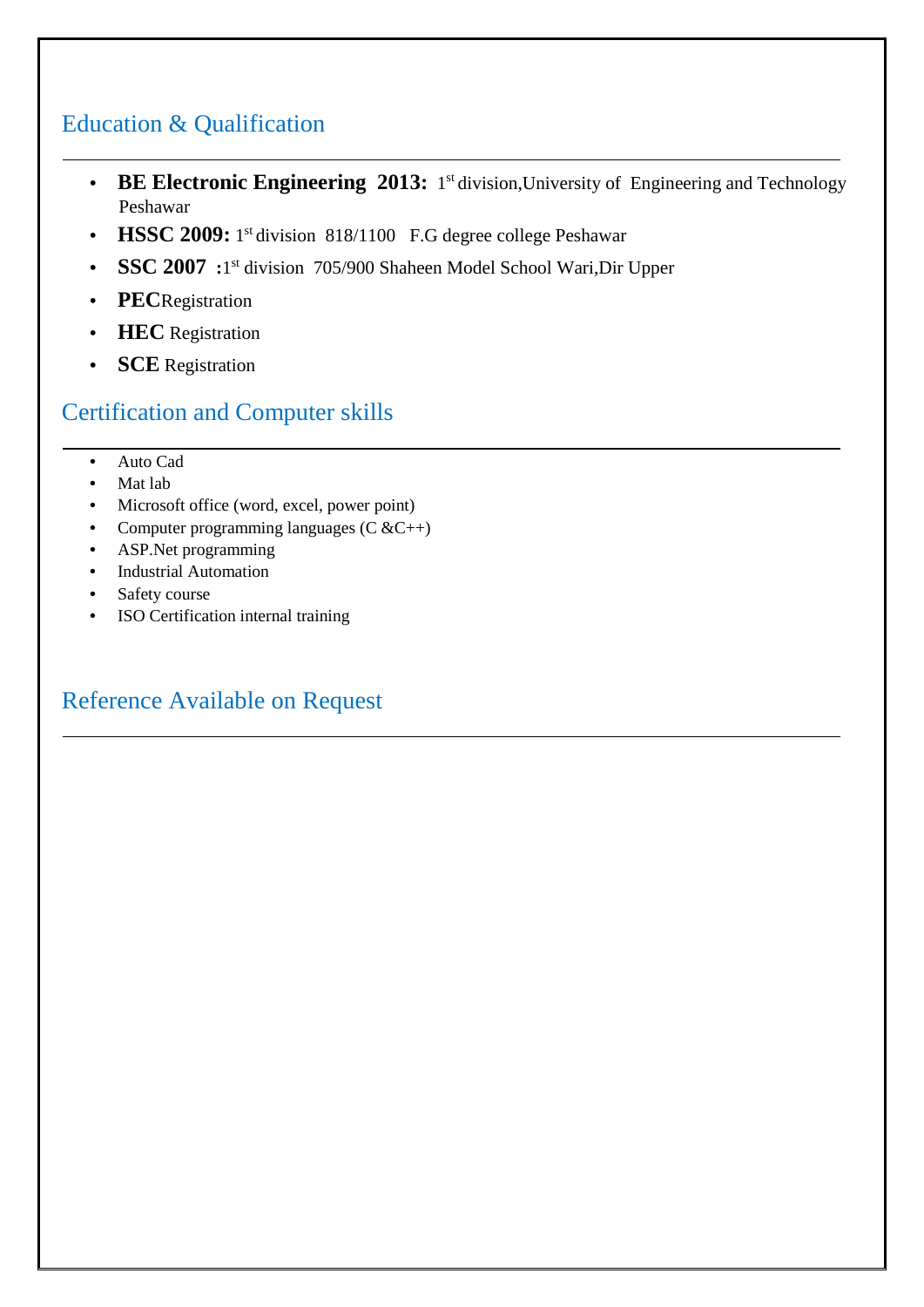## Education & Qualification

- **BE Electronic Engineering 2013:** 1st division,University of Engineering and Technology Peshawar
- **HSSC 2009:** 1st division 818/1100 F.G degree college Peshawar
- **SSC 2007 :**1st division 705/900 Shaheen Model School Wari,Dir Upper
- **PEC**Registration
- **HEC** Registration
- **SCE** Registration

## Certification and Computer skills

- Auto Cad
- Mat lab
- Microsoft office (word, excel, power point)
- Computer programming languages (C &C++)
- ASP.Net programming
- Industrial Automation
- Safety course
- ISO Certification internal training

## Reference Available on Request